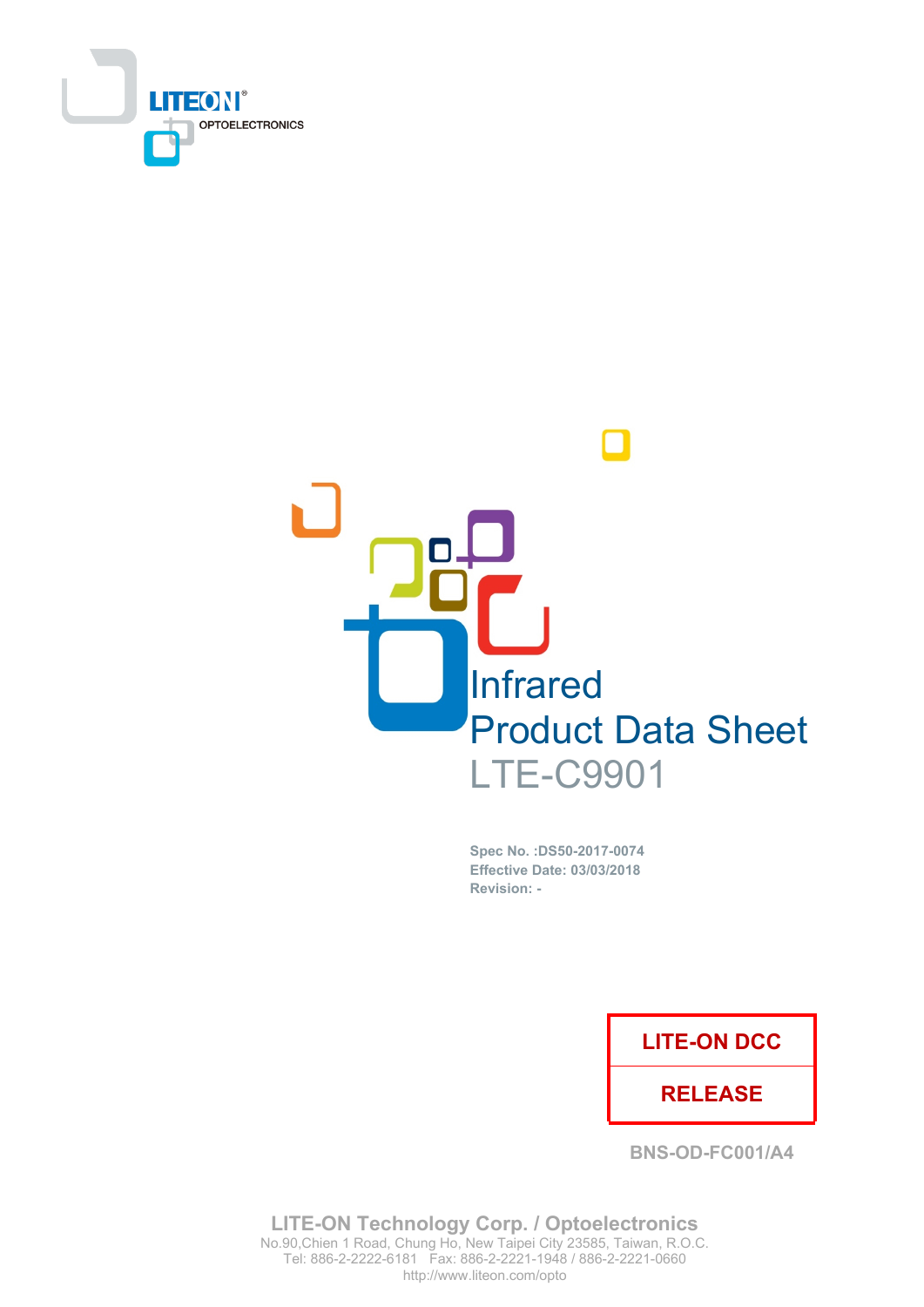LITEON® OPTOELECTRONICS

# Infrared
# Product Data Sheet
# LTE-C9901

**Spec No. :DS50-2017-0074**
**Effective Date: 03/03/2018**
**Revision: -**

| LITE-ON DCC |
| --- |
| RELEASE |

**BNS-OD-FC001/A4**

**LITE-ON Technology Corp. / Optoelectronics**
No.90,Chien 1 Road, Chung Ho, New Taipei City 23585, Taiwan, R.O.C.
Tel: 886-2-2222-6181 Fax: 886-2-2221-1948 / 886-2-2221-0660
http://www.liteon.com/opto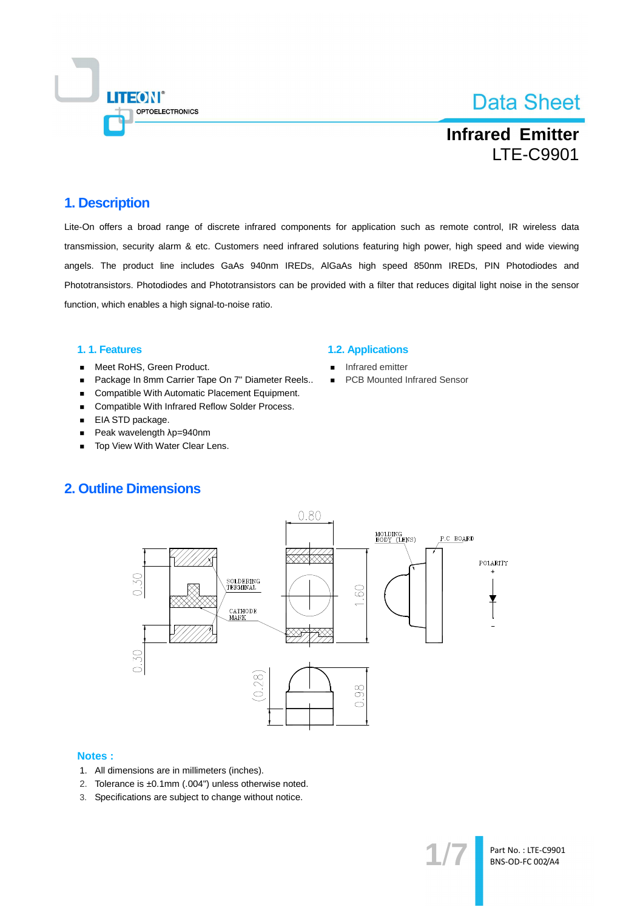# Data Sheet

## Infrared Emitter
## LTE-C9901

## 1. Description

Lite-On offers a broad range of discrete infrared components for application such as remote control, IR wireless data transmission, security alarm & etc. Customers need infrared solutions featuring high power, high speed and wide viewing angels. The product line includes GaAs 940nm IREDs, AlGaAs high speed 850nm IREDs, PIN Photodiodes and Phototransistors. Photodiodes and Phototransistors can be provided with a filter that reduces digital light noise in the sensor function, which enables a high signal-to-noise ratio.

### 1. 1. Features

- Meet RoHS, Green Product.
- Package In 8mm Carrier Tape On 7" Diameter Reels..
- Compatible With Automatic Placement Equipment.
- Compatible With Infrared Reflow Solder Process.
- EIA STD package.
- Peak wavelength λp=940nm
- Top View With Water Clear Lens.

### 1.2. Applications

- Infrared emitter
- PCB Mounted Infrared Sensor

## 2. Outline Dimensions

0.80, 0.30, 0.30, 1.60, (0.28), 0.98

SOLDERING TERMINAL, CATHODE MARK, MOLDING BODY (LENS), P.C BOARD, POLARITY + −

**Notes :**

1. All dimensions are in millimeters (inches).
2. Tolerance is ±0.1mm (.004") unless otherwise noted.
3. Specifications are subject to change without notice.

Part No. : LTE-C9901
BNS-OD-FC 002/A4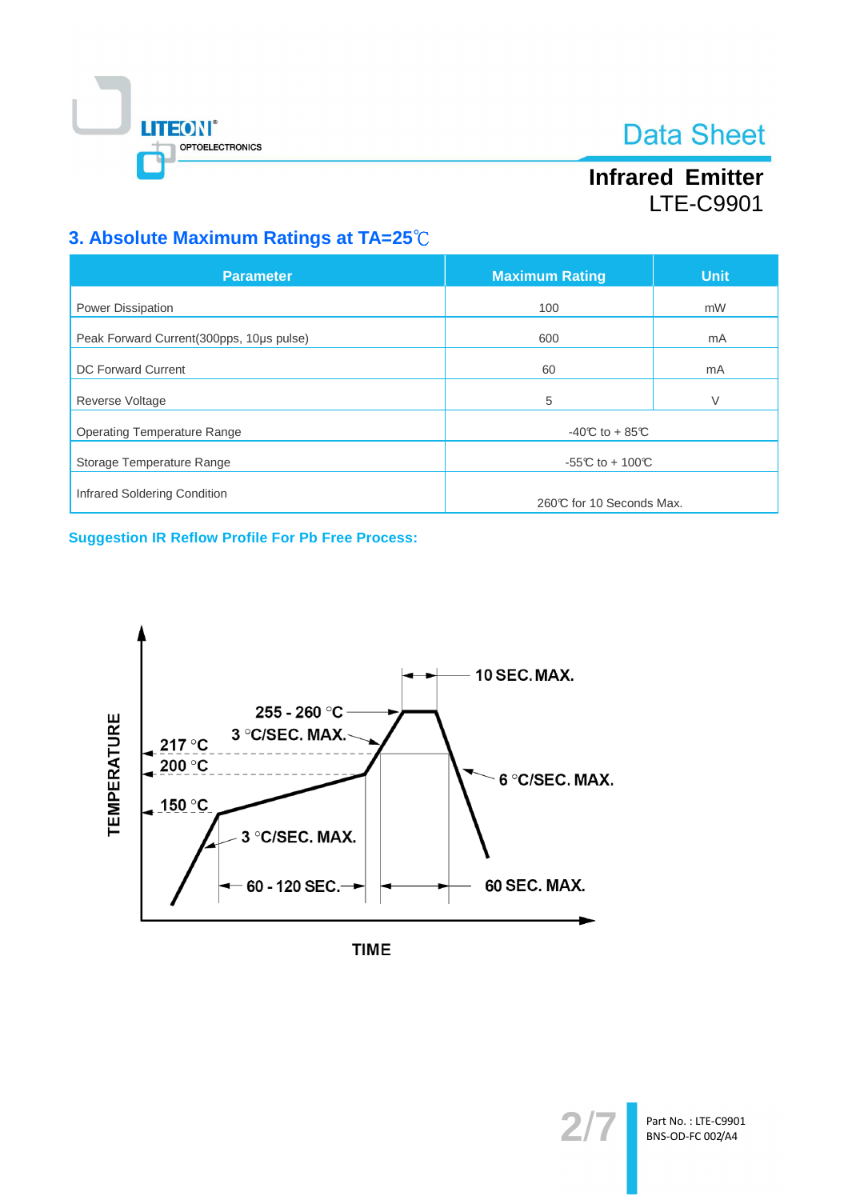## 3. Absolute Maximum Ratings at TA=25℃

| Parameter | Maximum Rating | Unit |
|---|---|---|
| Power Dissipation | 100 | mW |
| Peak Forward Current(300pps, 10μs pulse) | 600 | mA |
| DC Forward Current | 60 | mA |
| Reverse Voltage | 5 | V |
| Operating Temperature Range | -40℃ to + 85℃ | |
| Storage Temperature Range | -55℃ to + 100℃ | |
| Infrared Soldering Condition | 260℃ for 10 Seconds Max. | |

**Suggestion IR Reflow Profile For Pb Free Process:**

TEMPERATURE

10 SEC. MAX.

255 - 260 °C

3 °C/SEC. MAX.

217 °C

200 °C

6 °C/SEC. MAX.

150 °C

3 °C/SEC. MAX.

60 - 120 SEC.

60 SEC. MAX.

TIME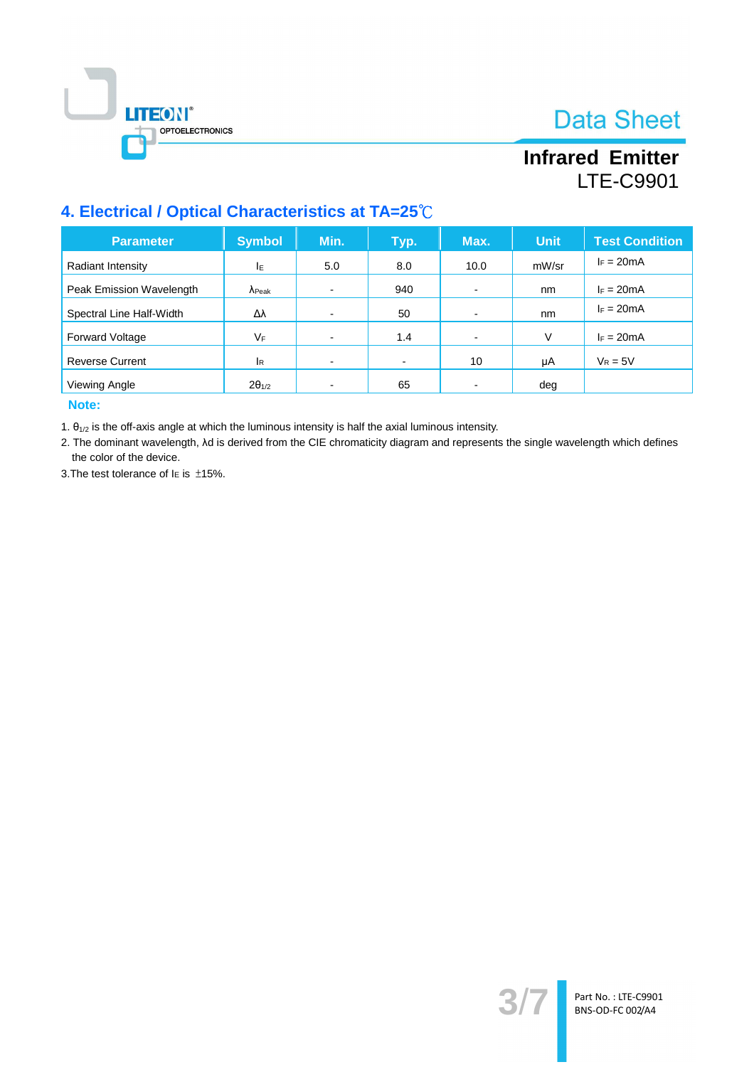# Infrared Emitter
## LTE-C9901

## 4. Electrical / Optical Characteristics at TA=25℃

| Parameter | Symbol | Min. | Typ. | Max. | Unit | Test Condition |
|---|---|---|---|---|---|---|
| Radiant Intensity | $I_E$ | 5.0 | 8.0 | 10.0 | mW/sr | $I_F$ = 20mA |
| Peak Emission Wavelength | $\lambda_{Peak}$ | - | 940 | - | nm | $I_F$ = 20mA |
| Spectral Line Half-Width | $\Delta\lambda$ | - | 50 | - | nm | $I_F$ = 20mA |
| Forward Voltage | $V_F$ | - | 1.4 | - | V | $I_F$ = 20mA |
| Reverse Current | $I_R$ | - | - | 10 | μA | $V_R$ = 5V |
| Viewing Angle | $2\theta_{1/2}$ | - | 65 | - | deg | |

**Note:**

1. $\theta_{1/2}$ is the off-axis angle at which the luminous intensity is half the axial luminous intensity.
2. The dominant wavelength, λd is derived from the CIE chromaticity diagram and represents the single wavelength which defines the color of the device.

3.The test tolerance of $I_E$ is ±15%.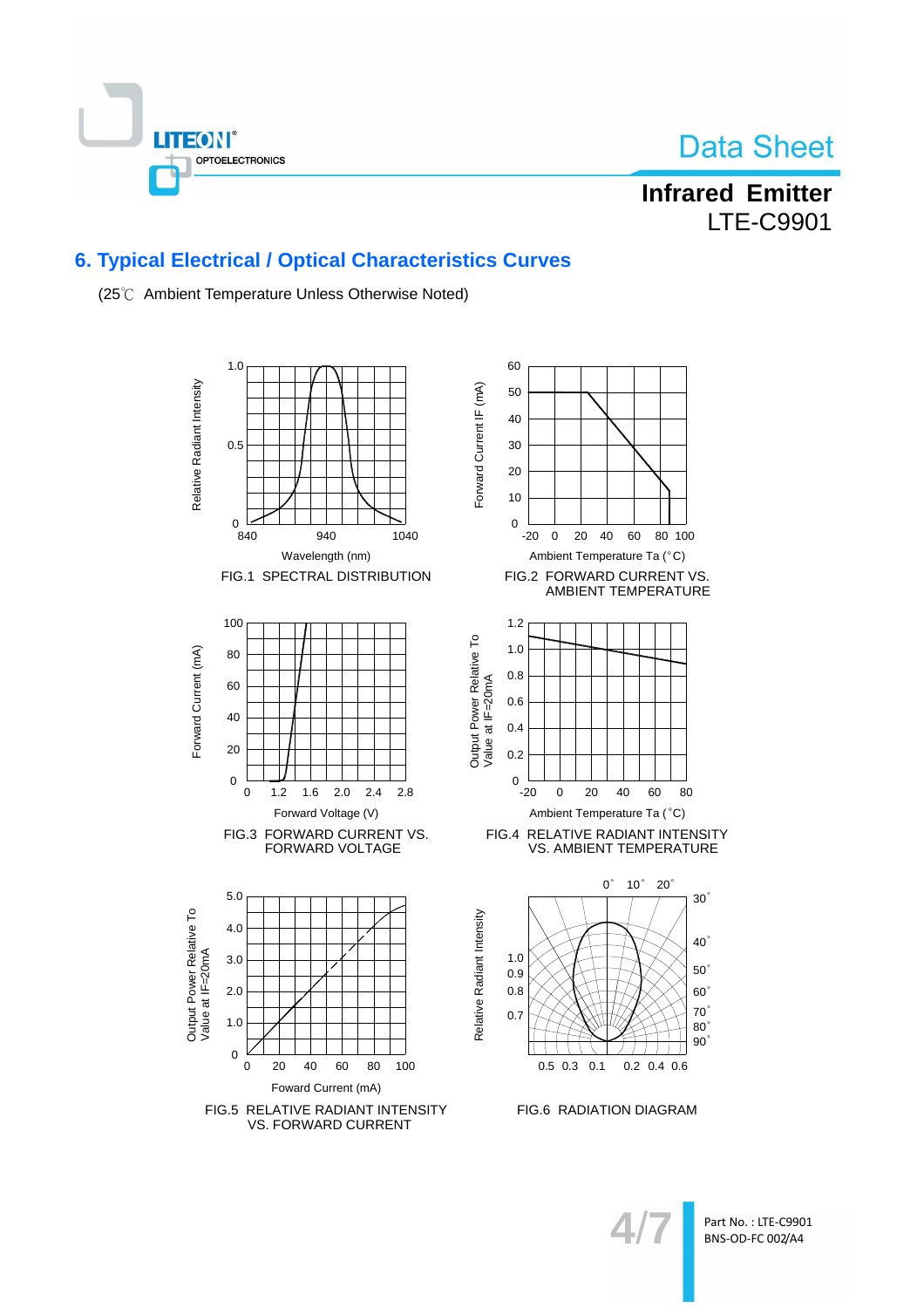## 6. Typical Electrical / Optical Characteristics Curves

(25℃ Ambient Temperature Unless Otherwise Noted)

FIG.1 SPECTRAL DISTRIBUTION

FIG.2 FORWARD CURRENT VS. AMBIENT TEMPERATURE

FIG.3 FORWARD CURRENT VS. FORWARD VOLTAGE

FIG.4 RELATIVE RADIANT INTENSITY VS. AMBIENT TEMPERATURE

FIG.5 RELATIVE RADIANT INTENSITY VS. FORWARD CURRENT

FIG.6 RADIATION DIAGRAM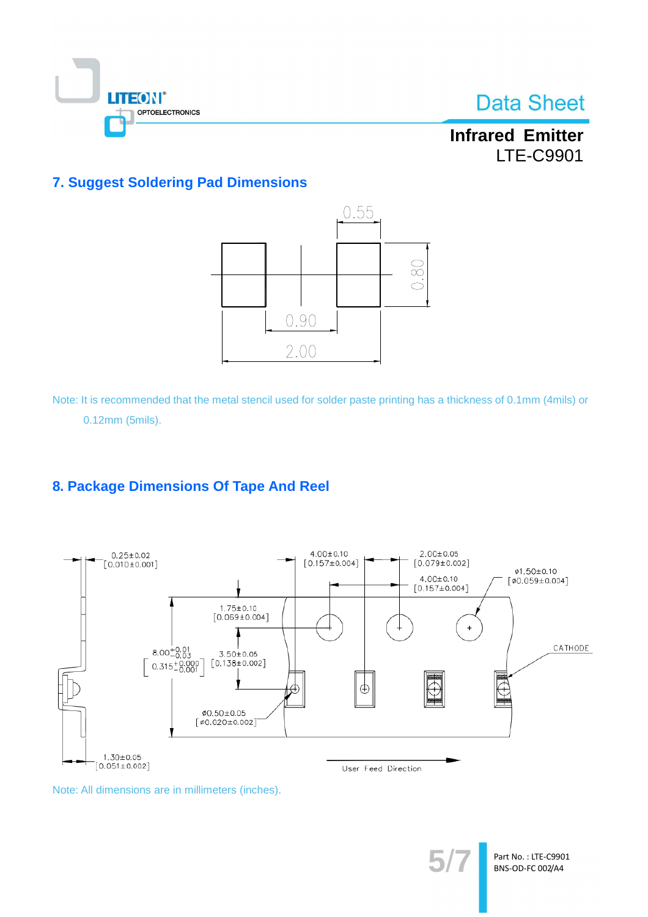## 7. Suggest Soldering Pad Dimensions

Note: It is recommended that the metal stencil used for solder paste printing has a thickness of 0.1mm (4mils) or 0.12mm (5mils).

## 8. Package Dimensions Of Tape And Reel

Note: All dimensions are in millimeters (inches).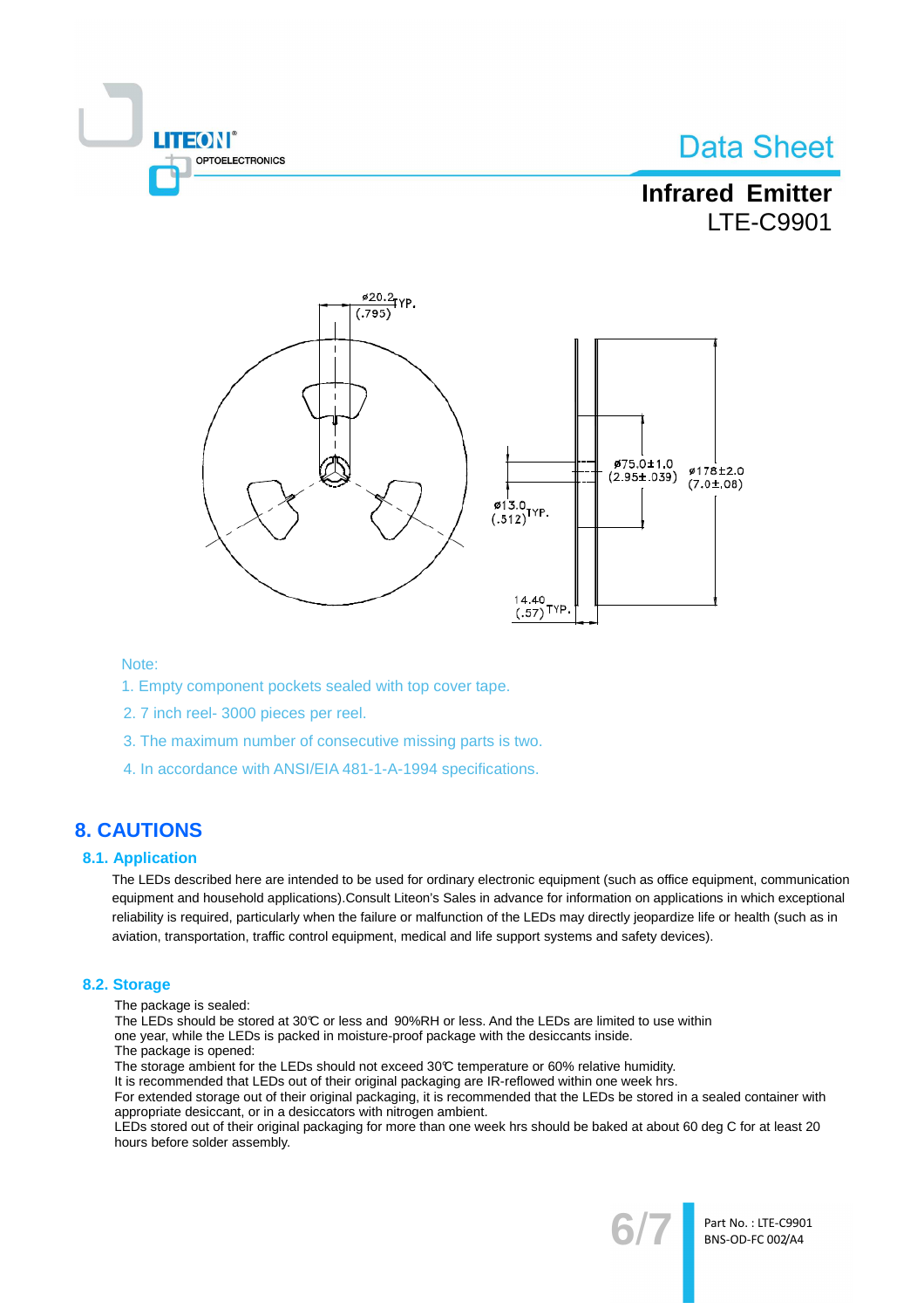Note:

1. Empty component pockets sealed with top cover tape.
2. 7 inch reel- 3000 pieces per reel.
3. The maximum number of consecutive missing parts is two.
4. In accordance with ANSI/EIA 481-1-A-1994 specifications.

## 8. CAUTIONS

### 8.1. Application

The LEDs described here are intended to be used for ordinary electronic equipment (such as office equipment, communication equipment and household applications).Consult Liteon's Sales in advance for information on applications in which exceptional reliability is required, particularly when the failure or malfunction of the LEDs may directly jeopardize life or health (such as in aviation, transportation, traffic control equipment, medical and life support systems and safety devices).

### 8.2. Storage

The package is sealed:
The LEDs should be stored at 30℃ or less and 90%RH or less. And the LEDs are limited to use within one year, while the LEDs is packed in moisture-proof package with the desiccants inside.
The package is opened:
The storage ambient for the LEDs should not exceed 30℃ temperature or 60% relative humidity.
It is recommended that LEDs out of their original packaging are IR-reflowed within one week hrs.
For extended storage out of their original packaging, it is recommended that the LEDs be stored in a sealed container with appropriate desiccant, or in a desiccators with nitrogen ambient.
LEDs stored out of their original packaging for more than one week hrs should be baked at about 60 deg C for at least 20 hours before solder assembly.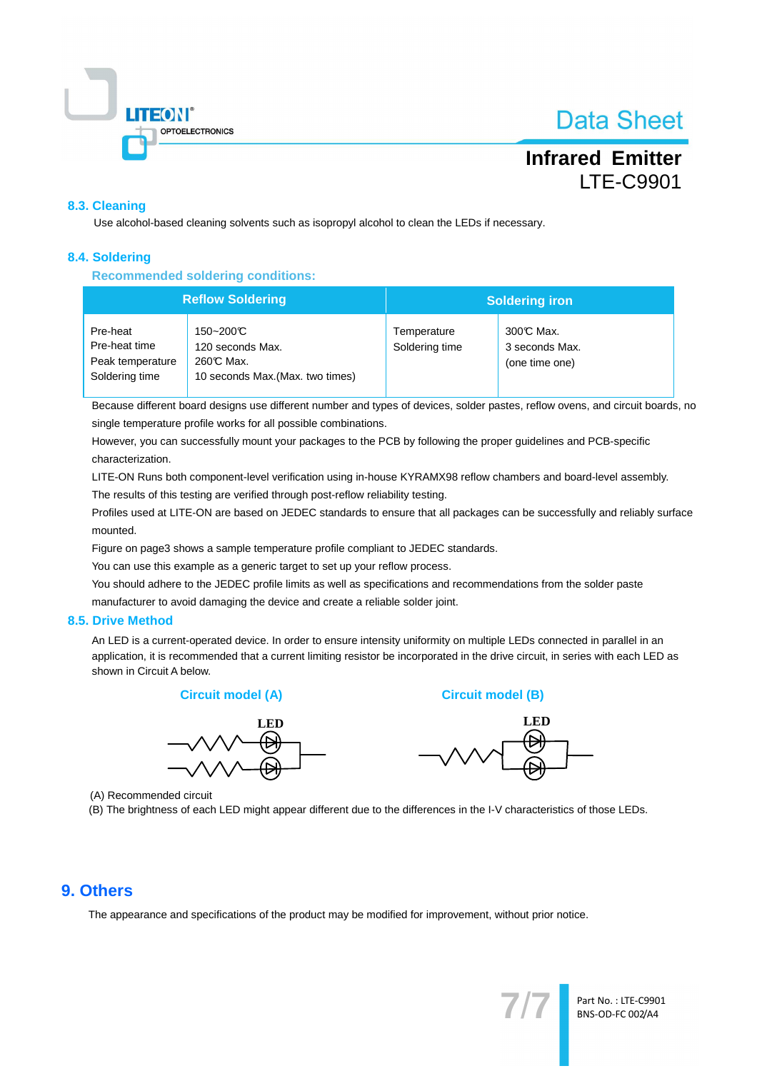### 8.3. Cleaning

Use alcohol-based cleaning solvents such as isopropyl alcohol to clean the LEDs if necessary.

### 8.4. Soldering

**Recommended soldering conditions:**

| Reflow Soldering | | Soldering iron | |
|---|---|---|---|
| Pre-heat<br>Pre-heat time<br>Peak temperature<br>Soldering time | 150~200℃<br>120 seconds Max.<br>260℃ Max.<br>10 seconds Max.(Max. two times) | Temperature<br>Soldering time | 300℃ Max.<br>3 seconds Max.<br>(one time one) |

Because different board designs use different number and types of devices, solder pastes, reflow ovens, and circuit boards, no single temperature profile works for all possible combinations.

However, you can successfully mount your packages to the PCB by following the proper guidelines and PCB-specific characterization.

LITE-ON Runs both component-level verification using in-house KYRAMX98 reflow chambers and board-level assembly.

The results of this testing are verified through post-reflow reliability testing.

Profiles used at LITE-ON are based on JEDEC standards to ensure that all packages can be successfully and reliably surface mounted.

Figure on page3 shows a sample temperature profile compliant to JEDEC standards.

You can use this example as a generic target to set up your reflow process.

You should adhere to the JEDEC profile limits as well as specifications and recommendations from the solder paste manufacturer to avoid damaging the device and create a reliable solder joint.

### 8.5. Drive Method

An LED is a current-operated device. In order to ensure intensity uniformity on multiple LEDs connected in parallel in an application, it is recommended that a current limiting resistor be incorporated in the drive circuit, in series with each LED as shown in Circuit A below.

Circuit model (A)

LED

Circuit model (B)

LED

(A) Recommended circuit

(B) The brightness of each LED might appear different due to the differences in the I-V characteristics of those LEDs.

## 9. Others

The appearance and specifications of the product may be modified for improvement, without prior notice.